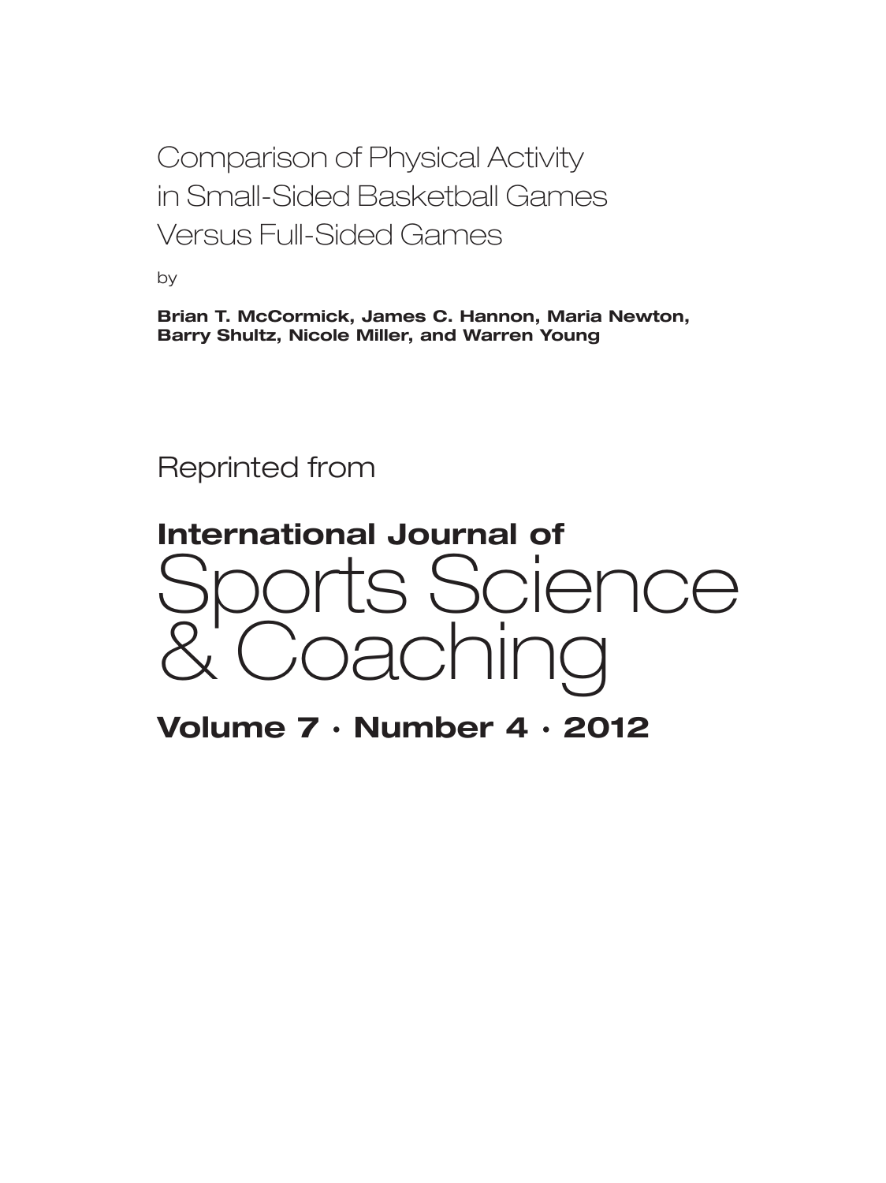# Comparison of Physical Activity in Small-Sided Basketball Games Versus Full-Sided Games

by

**Brian T. McCormick, James C. Hannon, Maria Newton, Barry Shultz, Nicole Miller, and Warren Young**

Reprinted from

**International Journal of**

# Sports Science & Coaching

**Volume 7 · Number 4 · 2012**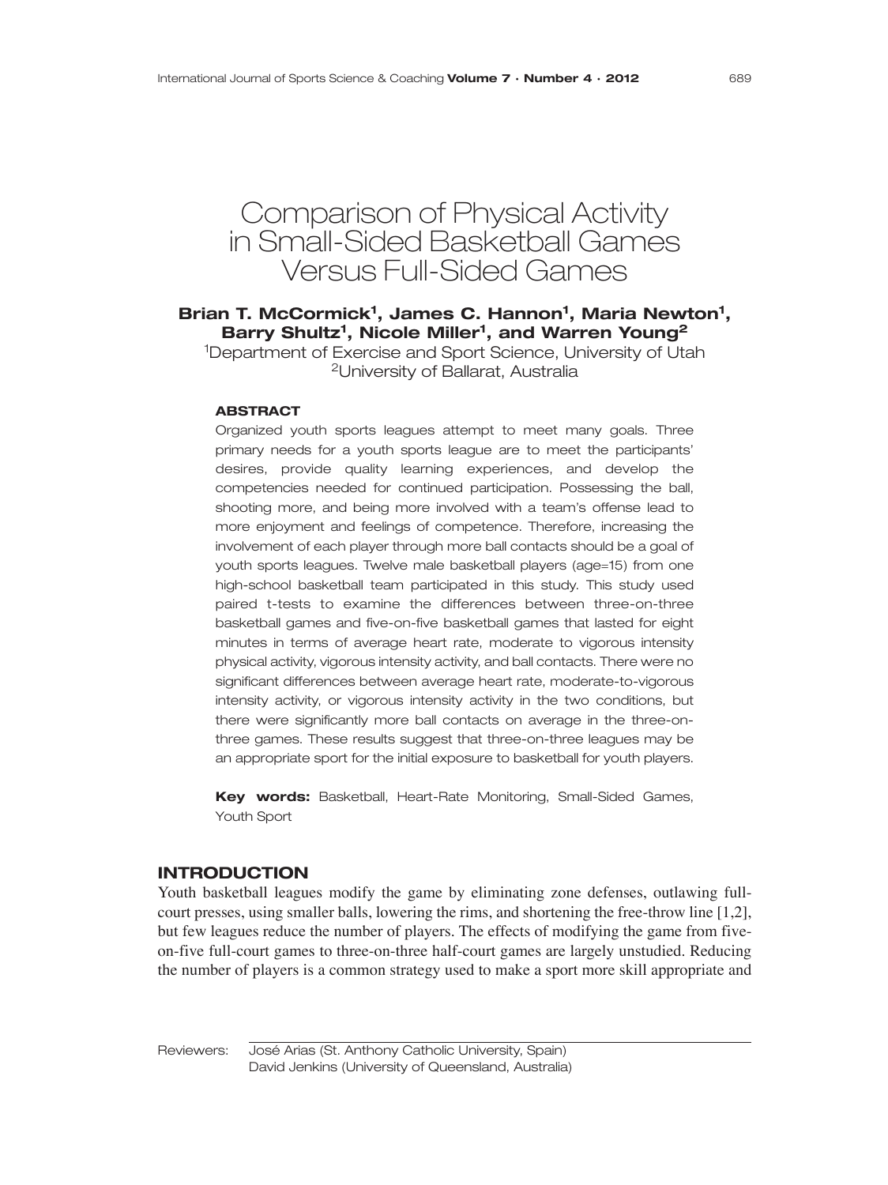# Comparison of Physical Activity in Small-Sided Basketball Games Versus Full-Sided Games

**Brian T. McCormick[1], James C. Hannon[1], Maria Newton[1], Barry Shultz[1], Nicole Miller[1], and Warren Young[2]**

[1]Department of Exercise and Sport Science, University of Utah
[2]University of Ballarat, Australia

### ABSTRACT

Organized youth sports leagues attempt to meet many goals. Three primary needs for a youth sports league are to meet the participants' desires, provide quality learning experiences, and develop the competencies needed for continued participation. Possessing the ball, shooting more, and being more involved with a team's offense lead to more enjoyment and feelings of competence. Therefore, increasing the involvement of each player through more ball contacts should be a goal of youth sports leagues. Twelve male basketball players (age=15) from one high-school basketball team participated in this study. This study used paired t-tests to examine the differences between three-on-three basketball games and five-on-five basketball games that lasted for eight minutes in terms of average heart rate, moderate to vigorous intensity physical activity, vigorous intensity activity, and ball contacts. There were no significant differences between average heart rate, moderate-to-vigorous intensity activity, or vigorous intensity activity in the two conditions, but there were significantly more ball contacts on average in the three-on-three games. These results suggest that three-on-three leagues may be an appropriate sport for the initial exposure to basketball for youth players.

**Key words:** Basketball, Heart-Rate Monitoring, Small-Sided Games, Youth Sport

## INTRODUCTION

Youth basketball leagues modify the game by eliminating zone defenses, outlawing full-court presses, using smaller balls, lowering the rims, and shortening the free-throw line [1,2], but few leagues reduce the number of players. The effects of modifying the game from five-on-five full-court games to three-on-three half-court games are largely unstudied. Reducing the number of players is a common strategy used to make a sport more skill appropriate and

Reviewers: José Arias (St. Anthony Catholic University, Spain)
David Jenkins (University of Queensland, Australia)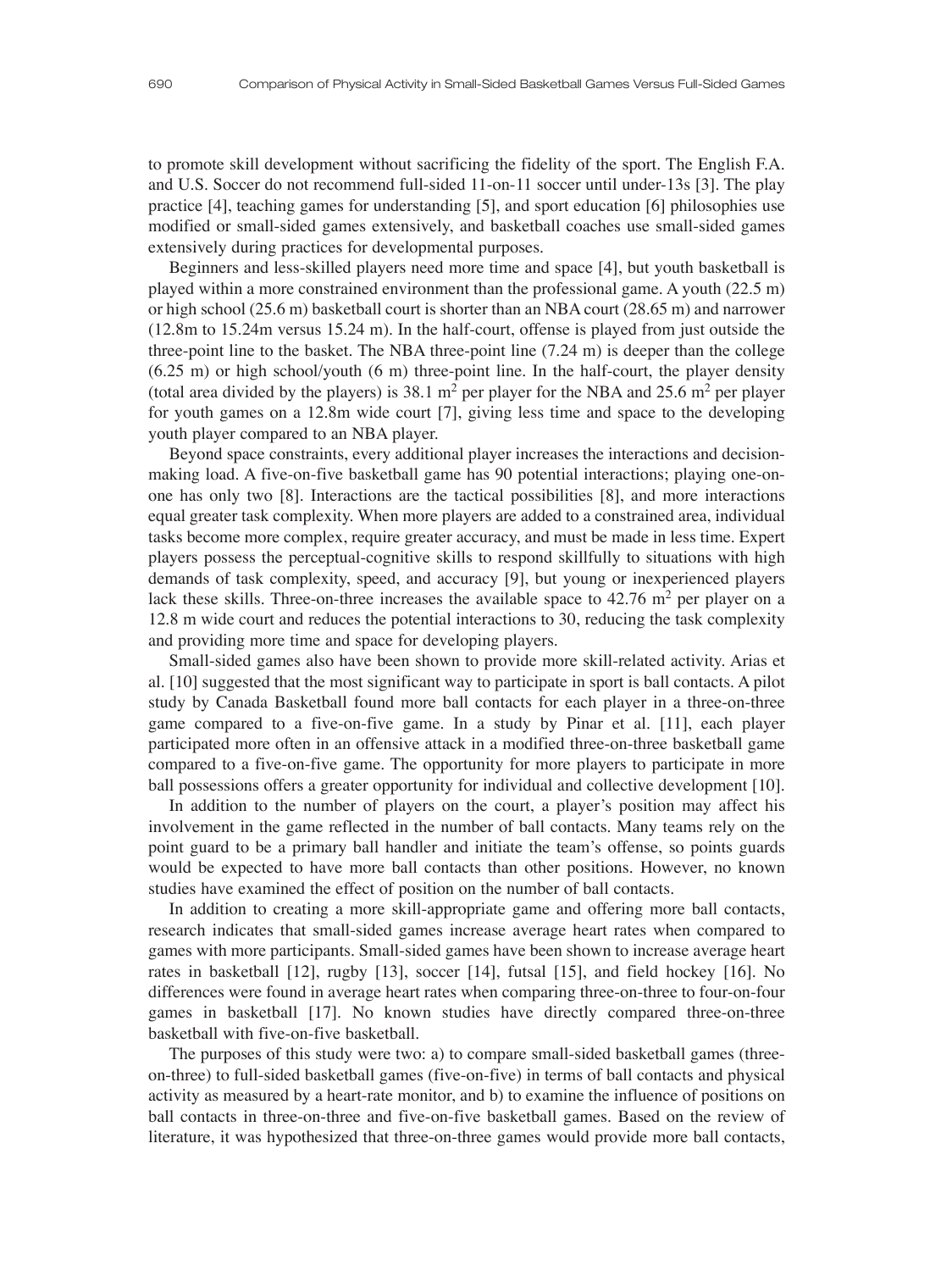to promote skill development without sacrificing the fidelity of the sport. The English F.A. and U.S. Soccer do not recommend full-sided 11-on-11 soccer until under-13s [3]. The play practice [4], teaching games for understanding [5], and sport education [6] philosophies use modified or small-sided games extensively, and basketball coaches use small-sided games extensively during practices for developmental purposes.

Beginners and less-skilled players need more time and space [4], but youth basketball is played within a more constrained environment than the professional game. A youth (22.5 m) or high school (25.6 m) basketball court is shorter than an NBA court (28.65 m) and narrower (12.8m to 15.24m versus 15.24 m). In the half-court, offense is played from just outside the three-point line to the basket. The NBA three-point line (7.24 m) is deeper than the college (6.25 m) or high school/youth (6 m) three-point line. In the half-court, the player density (total area divided by the players) is 38.1 $m^2$ per player for the NBA and 25.6 $m^2$ per player for youth games on a 12.8m wide court [7], giving less time and space to the developing youth player compared to an NBA player.

Beyond space constraints, every additional player increases the interactions and decision-making load. A five-on-five basketball game has 90 potential interactions; playing one-on-one has only two [8]. Interactions are the tactical possibilities [8], and more interactions equal greater task complexity. When more players are added to a constrained area, individual tasks become more complex, require greater accuracy, and must be made in less time. Expert players possess the perceptual-cognitive skills to respond skillfully to situations with high demands of task complexity, speed, and accuracy [9], but young or inexperienced players lack these skills. Three-on-three increases the available space to 42.76 $m^2$ per player on a 12.8 m wide court and reduces the potential interactions to 30, reducing the task complexity and providing more time and space for developing players.

Small-sided games also have been shown to provide more skill-related activity. Arias et al. [10] suggested that the most significant way to participate in sport is ball contacts. A pilot study by Canada Basketball found more ball contacts for each player in a three-on-three game compared to a five-on-five game. In a study by Pinar et al. [11], each player participated more often in an offensive attack in a modified three-on-three basketball game compared to a five-on-five game. The opportunity for more players to participate in more ball possessions offers a greater opportunity for individual and collective development [10].

In addition to the number of players on the court, a player's position may affect his involvement in the game reflected in the number of ball contacts. Many teams rely on the point guard to be a primary ball handler and initiate the team's offense, so points guards would be expected to have more ball contacts than other positions. However, no known studies have examined the effect of position on the number of ball contacts.

In addition to creating a more skill-appropriate game and offering more ball contacts, research indicates that small-sided games increase average heart rates when compared to games with more participants. Small-sided games have been shown to increase average heart rates in basketball [12], rugby [13], soccer [14], futsal [15], and field hockey [16]. No differences were found in average heart rates when comparing three-on-three to four-on-four games in basketball [17]. No known studies have directly compared three-on-three basketball with five-on-five basketball.

The purposes of this study were two: a) to compare small-sided basketball games (three-on-three) to full-sided basketball games (five-on-five) in terms of ball contacts and physical activity as measured by a heart-rate monitor, and b) to examine the influence of positions on ball contacts in three-on-three and five-on-five basketball games. Based on the review of literature, it was hypothesized that three-on-three games would provide more ball contacts,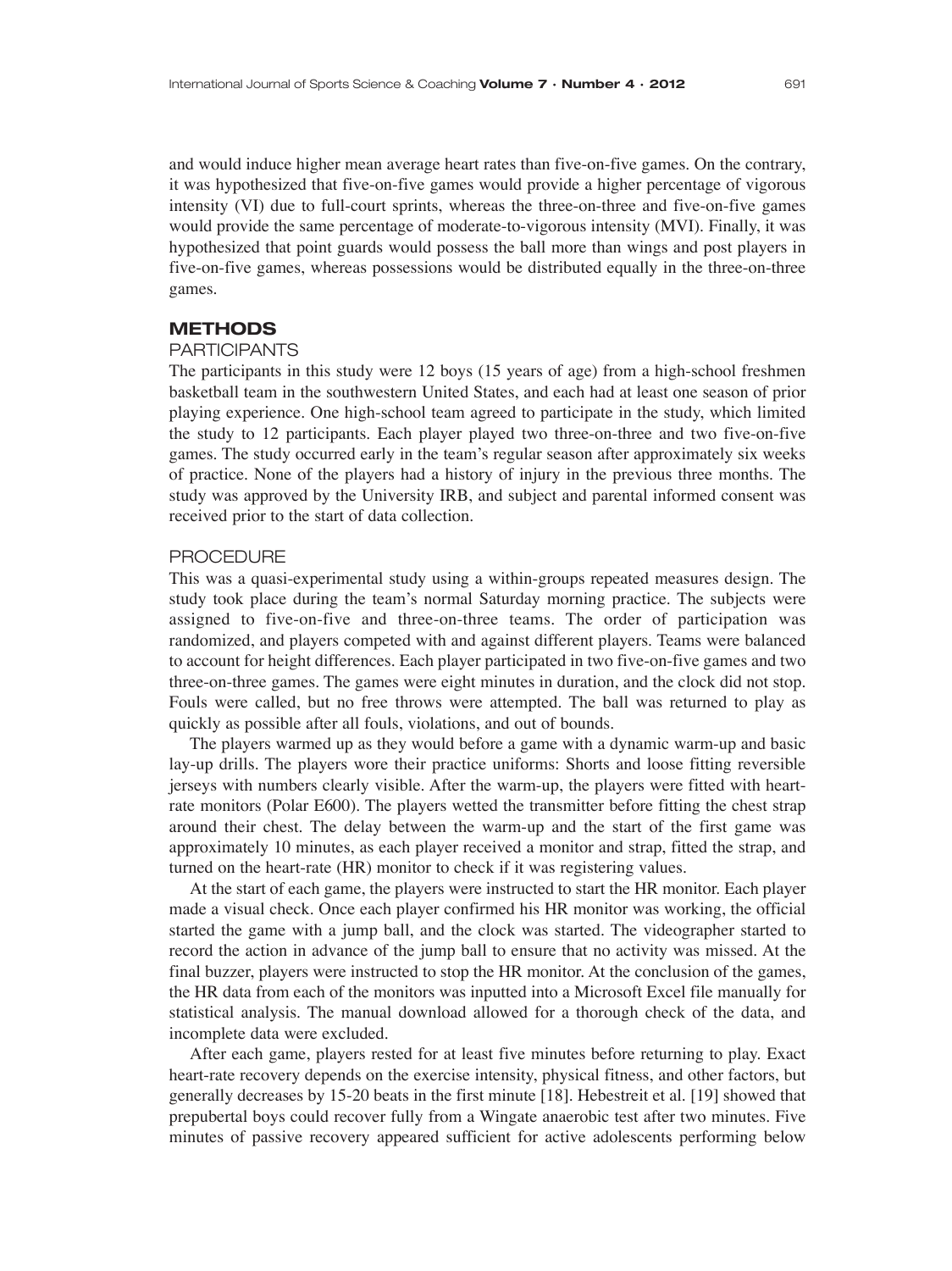and would induce higher mean average heart rates than five-on-five games. On the contrary, it was hypothesized that five-on-five games would provide a higher percentage of vigorous intensity (VI) due to full-court sprints, whereas the three-on-three and five-on-five games would provide the same percentage of moderate-to-vigorous intensity (MVI). Finally, it was hypothesized that point guards would possess the ball more than wings and post players in five-on-five games, whereas possessions would be distributed equally in the three-on-three games.

## METHODS

### PARTICIPANTS

The participants in this study were 12 boys (15 years of age) from a high-school freshmen basketball team in the southwestern United States, and each had at least one season of prior playing experience. One high-school team agreed to participate in the study, which limited the study to 12 participants. Each player played two three-on-three and two five-on-five games. The study occurred early in the team's regular season after approximately six weeks of practice. None of the players had a history of injury in the previous three months. The study was approved by the University IRB, and subject and parental informed consent was received prior to the start of data collection.

### PROCEDURE

This was a quasi-experimental study using a within-groups repeated measures design. The study took place during the team's normal Saturday morning practice. The subjects were assigned to five-on-five and three-on-three teams. The order of participation was randomized, and players competed with and against different players. Teams were balanced to account for height differences. Each player participated in two five-on-five games and two three-on-three games. The games were eight minutes in duration, and the clock did not stop. Fouls were called, but no free throws were attempted. The ball was returned to play as quickly as possible after all fouls, violations, and out of bounds.

The players warmed up as they would before a game with a dynamic warm-up and basic lay-up drills. The players wore their practice uniforms: Shorts and loose fitting reversible jerseys with numbers clearly visible. After the warm-up, the players were fitted with heart-rate monitors (Polar E600). The players wetted the transmitter before fitting the chest strap around their chest. The delay between the warm-up and the start of the first game was approximately 10 minutes, as each player received a monitor and strap, fitted the strap, and turned on the heart-rate (HR) monitor to check if it was registering values.

At the start of each game, the players were instructed to start the HR monitor. Each player made a visual check. Once each player confirmed his HR monitor was working, the official started the game with a jump ball, and the clock was started. The videographer started to record the action in advance of the jump ball to ensure that no activity was missed. At the final buzzer, players were instructed to stop the HR monitor. At the conclusion of the games, the HR data from each of the monitors was inputted into a Microsoft Excel file manually for statistical analysis. The manual download allowed for a thorough check of the data, and incomplete data were excluded.

After each game, players rested for at least five minutes before returning to play. Exact heart-rate recovery depends on the exercise intensity, physical fitness, and other factors, but generally decreases by 15-20 beats in the first minute [18]. Hebestreit et al. [19] showed that prepubertal boys could recover fully from a Wingate anaerobic test after two minutes. Five minutes of passive recovery appeared sufficient for active adolescents performing below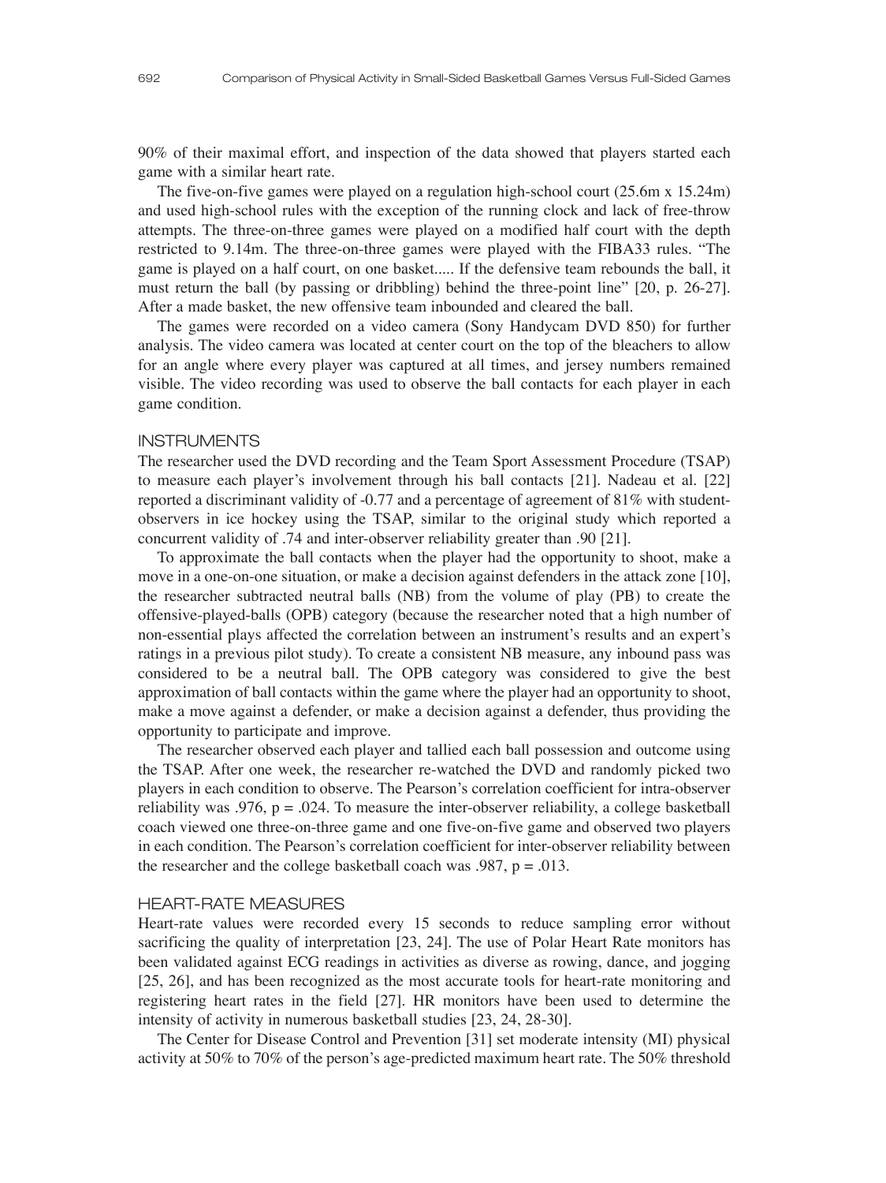90% of their maximal effort, and inspection of the data showed that players started each game with a similar heart rate.

The five-on-five games were played on a regulation high-school court (25.6m x 15.24m) and used high-school rules with the exception of the running clock and lack of free-throw attempts. The three-on-three games were played on a modified half court with the depth restricted to 9.14m. The three-on-three games were played with the FIBA33 rules. "The game is played on a half court, on one basket..... If the defensive team rebounds the ball, it must return the ball (by passing or dribbling) behind the three-point line" [20, p. 26-27]. After a made basket, the new offensive team inbounded and cleared the ball.

The games were recorded on a video camera (Sony Handycam DVD 850) for further analysis. The video camera was located at center court on the top of the bleachers to allow for an angle where every player was captured at all times, and jersey numbers remained visible. The video recording was used to observe the ball contacts for each player in each game condition.

## INSTRUMENTS

The researcher used the DVD recording and the Team Sport Assessment Procedure (TSAP) to measure each player's involvement through his ball contacts [21]. Nadeau et al. [22] reported a discriminant validity of -0.77 and a percentage of agreement of 81% with student-observers in ice hockey using the TSAP, similar to the original study which reported a concurrent validity of .74 and inter-observer reliability greater than .90 [21].

To approximate the ball contacts when the player had the opportunity to shoot, make a move in a one-on-one situation, or make a decision against defenders in the attack zone [10], the researcher subtracted neutral balls (NB) from the volume of play (PB) to create the offensive-played-balls (OPB) category (because the researcher noted that a high number of non-essential plays affected the correlation between an instrument's results and an expert's ratings in a previous pilot study). To create a consistent NB measure, any inbound pass was considered to be a neutral ball. The OPB category was considered to give the best approximation of ball contacts within the game where the player had an opportunity to shoot, make a move against a defender, or make a decision against a defender, thus providing the opportunity to participate and improve.

The researcher observed each player and tallied each ball possession and outcome using the TSAP. After one week, the researcher re-watched the DVD and randomly picked two players in each condition to observe. The Pearson's correlation coefficient for intra-observer reliability was .976, $p = .024$. To measure the inter-observer reliability, a college basketball coach viewed one three-on-three game and one five-on-five game and observed two players in each condition. The Pearson's correlation coefficient for inter-observer reliability between the researcher and the college basketball coach was .987, $p = .013$.

## HEART-RATE MEASURES

Heart-rate values were recorded every 15 seconds to reduce sampling error without sacrificing the quality of interpretation [23, 24]. The use of Polar Heart Rate monitors has been validated against ECG readings in activities as diverse as rowing, dance, and jogging [25, 26], and has been recognized as the most accurate tools for heart-rate monitoring and registering heart rates in the field [27]. HR monitors have been used to determine the intensity of activity in numerous basketball studies [23, 24, 28-30].

The Center for Disease Control and Prevention [31] set moderate intensity (MI) physical activity at 50% to 70% of the person's age-predicted maximum heart rate. The 50% threshold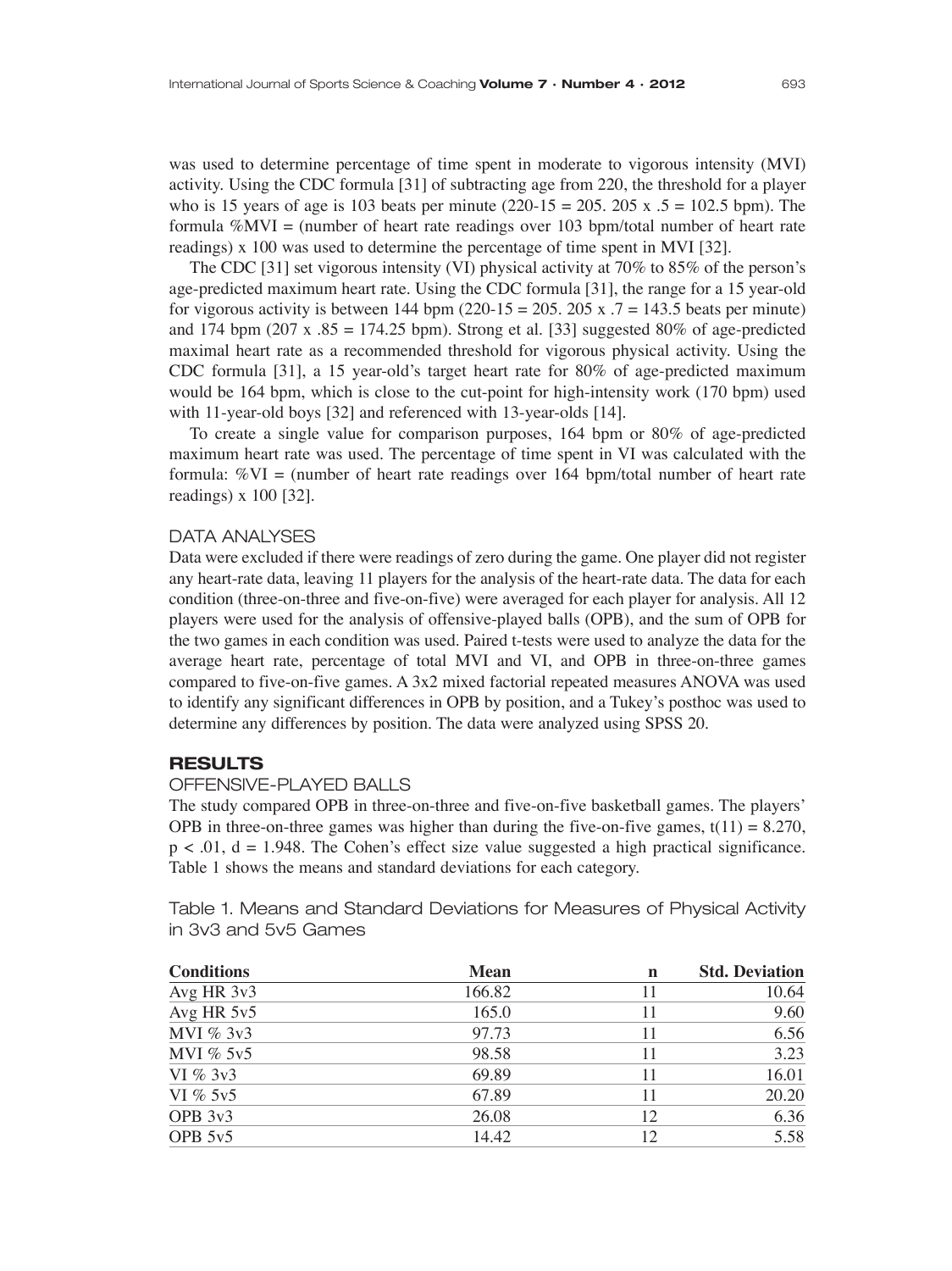was used to determine percentage of time spent in moderate to vigorous intensity (MVI) activity. Using the CDC formula [31] of subtracting age from 220, the threshold for a player who is 15 years of age is 103 beats per minute (220-15 = 205. 205 x .5 = 102.5 bpm). The formula %MVI = (number of heart rate readings over 103 bpm/total number of heart rate readings) x 100 was used to determine the percentage of time spent in MVI [32].

The CDC [31] set vigorous intensity (VI) physical activity at 70% to 85% of the person's age-predicted maximum heart rate. Using the CDC formula [31], the range for a 15 year-old for vigorous activity is between 144 bpm (220-15 = 205. 205 x .7 = 143.5 beats per minute) and 174 bpm (207 x .85 = 174.25 bpm). Strong et al. [33] suggested 80% of age-predicted maximal heart rate as a recommended threshold for vigorous physical activity. Using the CDC formula [31], a 15 year-old's target heart rate for 80% of age-predicted maximum would be 164 bpm, which is close to the cut-point for high-intensity work (170 bpm) used with 11-year-old boys [32] and referenced with 13-year-olds [14].

To create a single value for comparison purposes, 164 bpm or 80% of age-predicted maximum heart rate was used. The percentage of time spent in VI was calculated with the formula: %VI = (number of heart rate readings over 164 bpm/total number of heart rate readings) x 100 [32].

### DATA ANALYSES

Data were excluded if there were readings of zero during the game. One player did not register any heart-rate data, leaving 11 players for the analysis of the heart-rate data. The data for each condition (three-on-three and five-on-five) were averaged for each player for analysis. All 12 players were used for the analysis of offensive-played balls (OPB), and the sum of OPB for the two games in each condition was used. Paired t-tests were used to analyze the data for the average heart rate, percentage of total MVI and VI, and OPB in three-on-three games compared to five-on-five games. A 3x2 mixed factorial repeated measures ANOVA was used to identify any significant differences in OPB by position, and a Tukey's posthoc was used to determine any differences by position. The data were analyzed using SPSS 20.

## RESULTS

### OFFENSIVE-PLAYED BALLS

The study compared OPB in three-on-three and five-on-five basketball games. The players' OPB in three-on-three games was higher than during the five-on-five games, $t(11) = 8.270$, $p < .01$, $d = 1.948$. The Cohen's effect size value suggested a high practical significance. Table 1 shows the means and standard deviations for each category.

Table 1. Means and Standard Deviations for Measures of Physical Activity in 3v3 and 5v5 Games

| Conditions | Mean | n | Std. Deviation |
|---|---|---|---|
| Avg HR 3v3 | 166.82 | 11 | 10.64 |
| Avg HR 5v5 | 165.0 | 11 | 9.60 |
| MVI % 3v3 | 97.73 | 11 | 6.56 |
| MVI % 5v5 | 98.58 | 11 | 3.23 |
| VI % 3v3 | 69.89 | 11 | 16.01 |
| VI % 5v5 | 67.89 | 11 | 20.20 |
| OPB 3v3 | 26.08 | 12 | 6.36 |
| OPB 5v5 | 14.42 | 12 | 5.58 |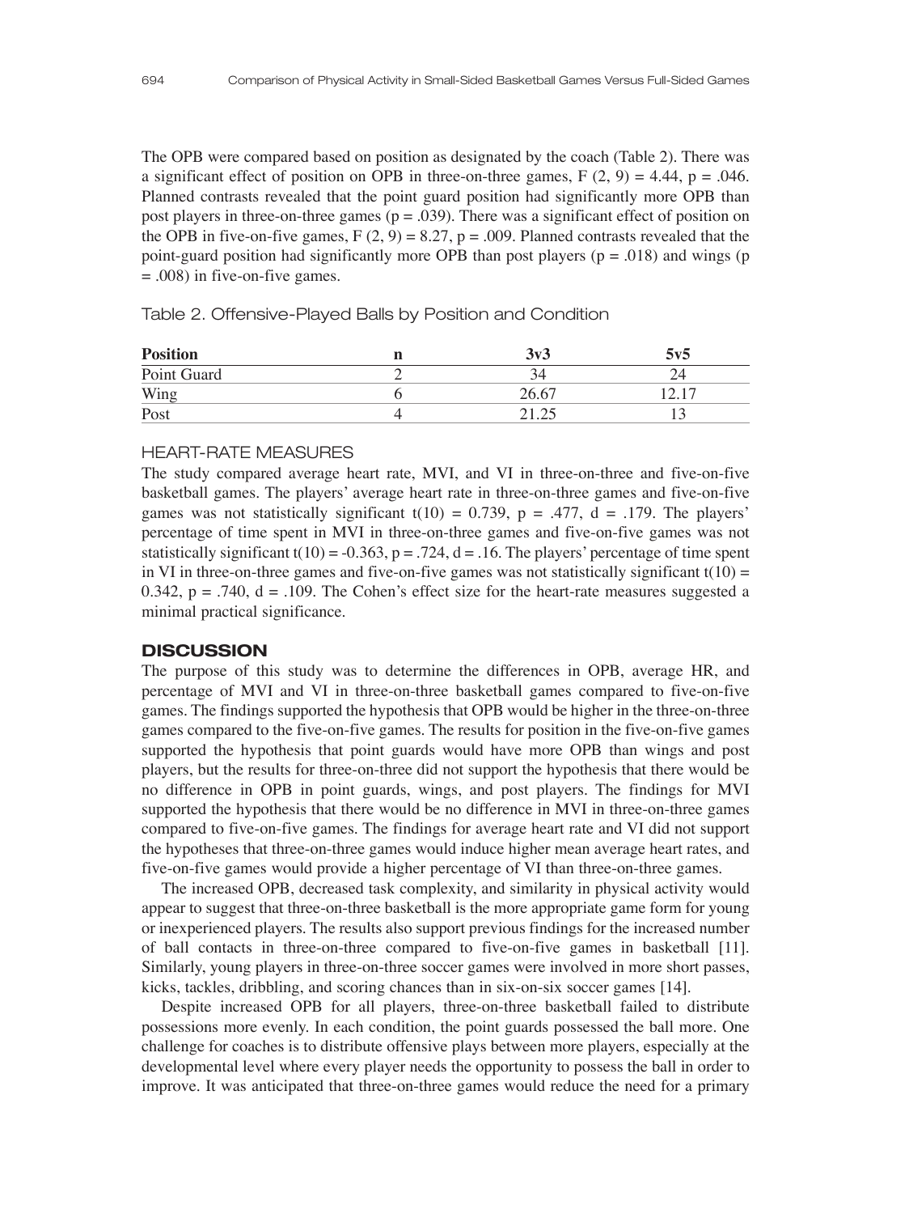The OPB were compared based on position as designated by the coach (Table 2). There was a significant effect of position on OPB in three-on-three games, $F(2, 9) = 4.44$, $p = .046$. Planned contrasts revealed that the point guard position had significantly more OPB than post players in three-on-three games ($p = .039$). There was a significant effect of position on the OPB in five-on-five games, $F(2, 9) = 8.27$, $p = .009$. Planned contrasts revealed that the point-guard position had significantly more OPB than post players ($p = .018$) and wings ($p = .008$) in five-on-five games.

Table 2. Offensive-Played Balls by Position and Condition

| Position | n | 3v3 | 5v5 |
|---|---|---|---|
| Point Guard | 2 | 34 | 24 |
| Wing | 6 | 26.67 | 12.17 |
| Post | 4 | 21.25 | 13 |

### HEART-RATE MEASURES

The study compared average heart rate, MVI, and VI in three-on-three and five-on-five basketball games. The players' average heart rate in three-on-three games and five-on-five games was not statistically significant $t(10) = 0.739$, $p = .477$, $d = .179$. The players' percentage of time spent in MVI in three-on-three games and five-on-five games was not statistically significant $t(10) = -0.363$, $p = .724$, $d = .16$. The players' percentage of time spent in VI in three-on-three games and five-on-five games was not statistically significant $t(10) = 0.342$, $p = .740$, $d = .109$. The Cohen's effect size for the heart-rate measures suggested a minimal practical significance.

## DISCUSSION

The purpose of this study was to determine the differences in OPB, average HR, and percentage of MVI and VI in three-on-three basketball games compared to five-on-five games. The findings supported the hypothesis that OPB would be higher in the three-on-three games compared to the five-on-five games. The results for position in the five-on-five games supported the hypothesis that point guards would have more OPB than wings and post players, but the results for three-on-three did not support the hypothesis that there would be no difference in OPB in point guards, wings, and post players. The findings for MVI supported the hypothesis that there would be no difference in MVI in three-on-three games compared to five-on-five games. The findings for average heart rate and VI did not support the hypotheses that three-on-three games would induce higher mean average heart rates, and five-on-five games would provide a higher percentage of VI than three-on-three games.

The increased OPB, decreased task complexity, and similarity in physical activity would appear to suggest that three-on-three basketball is the more appropriate game form for young or inexperienced players. The results also support previous findings for the increased number of ball contacts in three-on-three compared to five-on-five games in basketball [11]. Similarly, young players in three-on-three soccer games were involved in more short passes, kicks, tackles, dribbling, and scoring chances than in six-on-six soccer games [14].

Despite increased OPB for all players, three-on-three basketball failed to distribute possessions more evenly. In each condition, the point guards possessed the ball more. One challenge for coaches is to distribute offensive plays between more players, especially at the developmental level where every player needs the opportunity to possess the ball in order to improve. It was anticipated that three-on-three games would reduce the need for a primary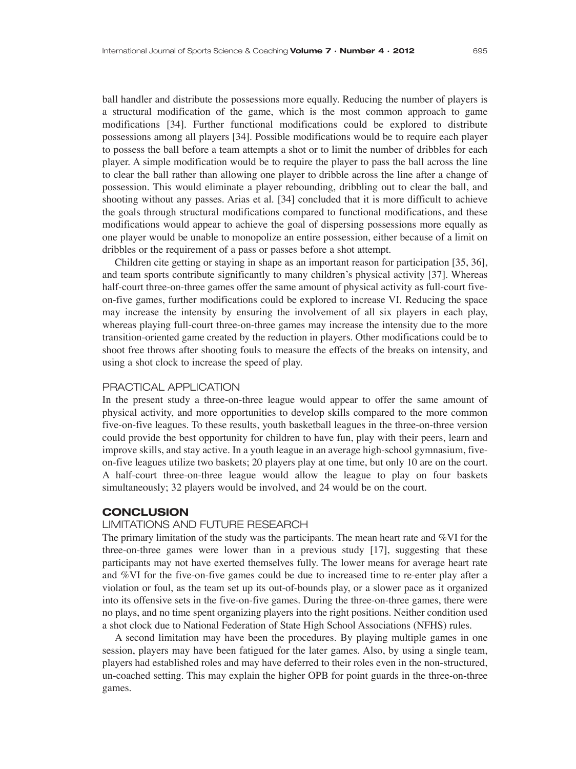ball handler and distribute the possessions more equally. Reducing the number of players is a structural modification of the game, which is the most common approach to game modifications [34]. Further functional modifications could be explored to distribute possessions among all players [34]. Possible modifications would be to require each player to possess the ball before a team attempts a shot or to limit the number of dribbles for each player. A simple modification would be to require the player to pass the ball across the line to clear the ball rather than allowing one player to dribble across the line after a change of possession. This would eliminate a player rebounding, dribbling out to clear the ball, and shooting without any passes. Arias et al. [34] concluded that it is more difficult to achieve the goals through structural modifications compared to functional modifications, and these modifications would appear to achieve the goal of dispersing possessions more equally as one player would be unable to monopolize an entire possession, either because of a limit on dribbles or the requirement of a pass or passes before a shot attempt.

Children cite getting or staying in shape as an important reason for participation [35, 36], and team sports contribute significantly to many children's physical activity [37]. Whereas half-court three-on-three games offer the same amount of physical activity as full-court five-on-five games, further modifications could be explored to increase VI. Reducing the space may increase the intensity by ensuring the involvement of all six players in each play, whereas playing full-court three-on-three games may increase the intensity due to the more transition-oriented game created by the reduction in players. Other modifications could be to shoot free throws after shooting fouls to measure the effects of the breaks on intensity, and using a shot clock to increase the speed of play.

### PRACTICAL APPLICATION

In the present study a three-on-three league would appear to offer the same amount of physical activity, and more opportunities to develop skills compared to the more common five-on-five leagues. To these results, youth basketball leagues in the three-on-three version could provide the best opportunity for children to have fun, play with their peers, learn and improve skills, and stay active. In a youth league in an average high-school gymnasium, five-on-five leagues utilize two baskets; 20 players play at one time, but only 10 are on the court. A half-court three-on-three league would allow the league to play on four baskets simultaneously; 32 players would be involved, and 24 would be on the court.

## CONCLUSION

### LIMITATIONS AND FUTURE RESEARCH

The primary limitation of the study was the participants. The mean heart rate and %VI for the three-on-three games were lower than in a previous study [17], suggesting that these participants may not have exerted themselves fully. The lower means for average heart rate and %VI for the five-on-five games could be due to increased time to re-enter play after a violation or foul, as the team set up its out-of-bounds play, or a slower pace as it organized into its offensive sets in the five-on-five games. During the three-on-three games, there were no plays, and no time spent organizing players into the right positions. Neither condition used a shot clock due to National Federation of State High School Associations (NFHS) rules.

A second limitation may have been the procedures. By playing multiple games in one session, players may have been fatigued for the later games. Also, by using a single team, players had established roles and may have deferred to their roles even in the non-structured, un-coached setting. This may explain the higher OPB for point guards in the three-on-three games.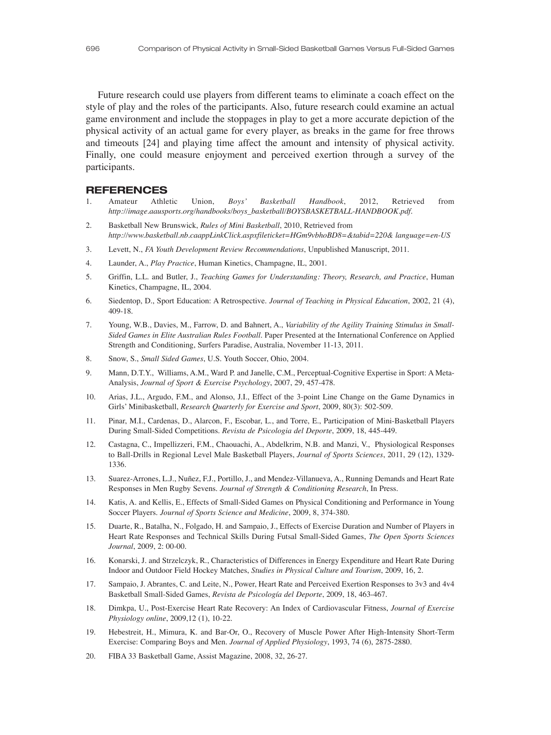Future research could use players from different teams to eliminate a coach effect on the style of play and the roles of the participants. Also, future research could examine an actual game environment and include the stoppages in play to get a more accurate depiction of the physical activity of an actual game for every player, as breaks in the game for free throws and timeouts [24] and playing time affect the amount and intensity of physical activity. Finally, one could measure enjoyment and perceived exertion through a survey of the participants.

## REFERENCES

1. Amateur Athletic Union, *Boys' Basketball Handbook*, 2012, Retrieved from *http://image.aausports.org/handbooks/boys_basketball/BOYSBASKETBALL-HANDBOOK.pdf*.
2. Basketball New Brunswick, *Rules of Mini Basketball*, 2010, Retrieved from *http://www.basketball.nb.caappLinkClick.aspxfileticket=HGm9vbhoBD8=&tabid=220& language=en-US*
3. Levett, N., *FA Youth Development Review Recommendations*, Unpublished Manuscript, 2011.
4. Launder, A., *Play Practice*, Human Kinetics, Champagne, IL, 2001.
5. Griffin, L.L. and Butler, J., *Teaching Games for Understanding: Theory, Research, and Practice*, Human Kinetics, Champagne, IL, 2004.
6. Siedentop, D., Sport Education: A Retrospective. *Journal of Teaching in Physical Education*, 2002, 21 (4), 409-18.
7. Young, W.B., Davies, M., Farrow, D. and Bahnert, A., *Variability of the Agility Training Stimulus in Small-Sided Games in Elite Australian Rules Football*. Paper Presented at the International Conference on Applied Strength and Conditioning, Surfers Paradise, Australia, November 11-13, 2011.
8. Snow, S., *Small Sided Games*, U.S. Youth Soccer, Ohio, 2004.
9. Mann, D.T.Y., Williams, A.M., Ward P. and Janelle, C.M., Perceptual-Cognitive Expertise in Sport: A Meta-Analysis, *Journal of Sport & Exercise Psychology*, 2007, 29, 457-478.
10. Arias, J.L., Argudo, F.M., and Alonso, J.I., Effect of the 3-point Line Change on the Game Dynamics in Girls' Minibasketball, *Research Quarterly for Exercise and Sport*, 2009, 80(3): 502-509.
11. Pinar, M.I., Cardenas, D., Alarcon, F., Escobar, L., and Torre, E., Participation of Mini-Basketball Players During Small-Sided Competitions. *Revista de Psicologia del Deporte*, 2009, 18, 445-449.
12. Castagna, C., Impellizzeri, F.M., Chaouachi, A., Abdelkrim, N.B. and Manzi, V., Physiological Responses to Ball-Drills in Regional Level Male Basketball Players, *Journal of Sports Sciences*, 2011, 29 (12), 1329-1336.
13. Suarez-Arrones, L.J., Nuñez, F.J., Portillo, J., and Mendez-Villanueva, A., Running Demands and Heart Rate Responses in Men Rugby Sevens. *Journal of Strength & Conditioning Research*, In Press.
14. Katis, A. and Kellis, E., Effects of Small-Sided Games on Physical Conditioning and Performance in Young Soccer Players. *Journal of Sports Science and Medicine*, 2009, 8, 374-380.
15. Duarte, R., Batalha, N., Folgado, H. and Sampaio, J., Effects of Exercise Duration and Number of Players in Heart Rate Responses and Technical Skills During Futsal Small-Sided Games, *The Open Sports Sciences Journal*, 2009, 2: 00-00.
16. Konarski, J. and Strzelczyk, R., Characteristics of Differences in Energy Expenditure and Heart Rate During Indoor and Outdoor Field Hockey Matches, *Studies in Physical Culture and Tourism*, 2009, 16, 2.
17. Sampaio, J. Abrantes, C. and Leite, N., Power, Heart Rate and Perceived Exertion Responses to 3v3 and 4v4 Basketball Small-Sided Games, *Revista de Psicología del Deporte*, 2009, 18, 463-467.
18. Dimkpa, U., Post-Exercise Heart Rate Recovery: An Index of Cardiovascular Fitness, *Journal of Exercise Physiology online*, 2009,12 (1), 10-22.
19. Hebestreit, H., Mimura, K. and Bar-Or, O., Recovery of Muscle Power After High-Intensity Short-Term Exercise: Comparing Boys and Men. *Journal of Applied Physiology*, 1993, 74 (6), 2875-2880.
20. FIBA 33 Basketball Game, Assist Magazine, 2008, 32, 26-27.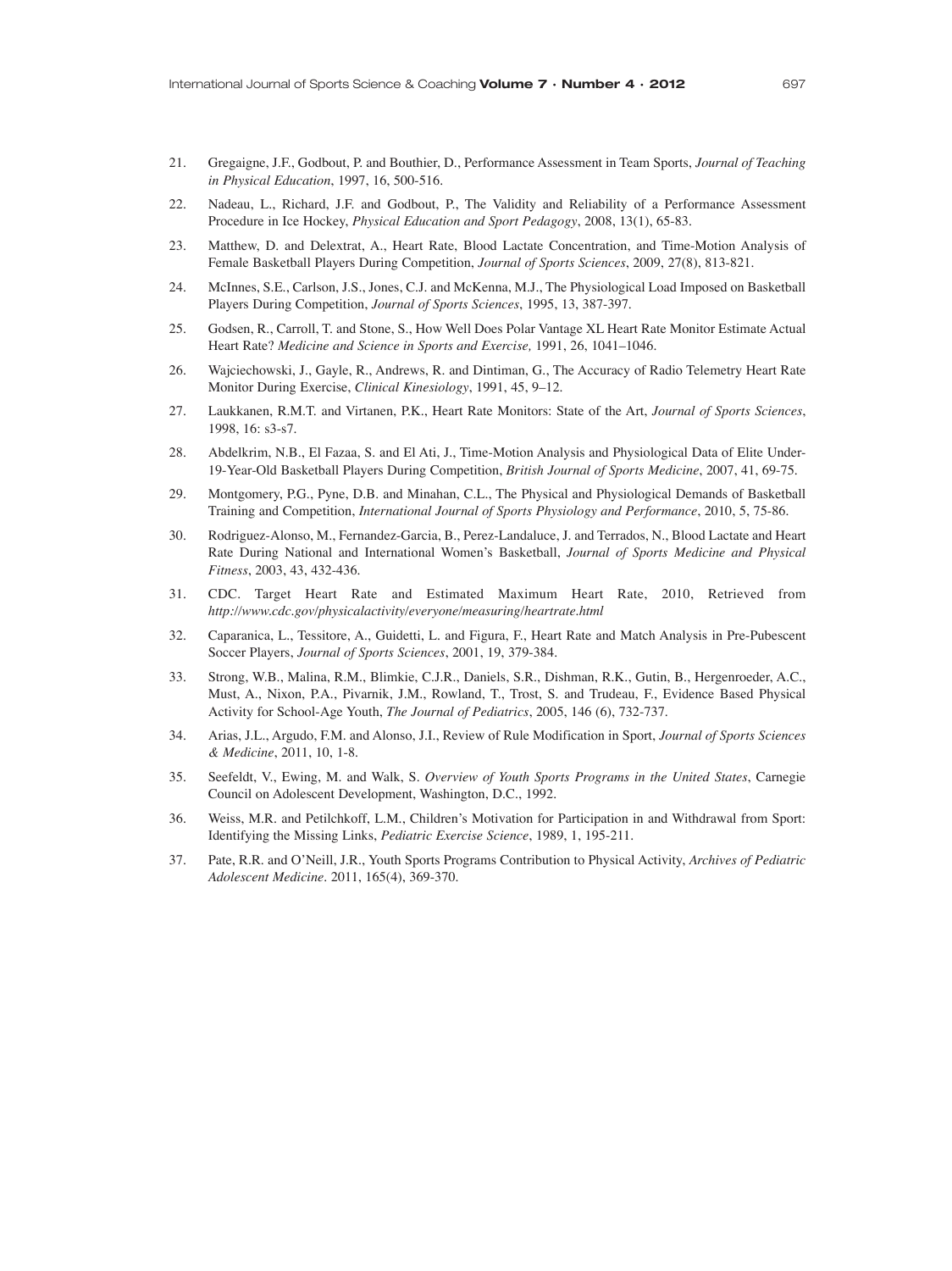21. Gregaigne, J.F., Godbout, P. and Bouthier, D., Performance Assessment in Team Sports, *Journal of Teaching in Physical Education*, 1997, 16, 500-516.

22. Nadeau, L., Richard, J.F. and Godbout, P., The Validity and Reliability of a Performance Assessment Procedure in Ice Hockey, *Physical Education and Sport Pedagogy*, 2008, 13(1), 65-83.

23. Matthew, D. and Delextrat, A., Heart Rate, Blood Lactate Concentration, and Time-Motion Analysis of Female Basketball Players During Competition, *Journal of Sports Sciences*, 2009, 27(8), 813-821.

24. McInnes, S.E., Carlson, J.S., Jones, C.J. and McKenna, M.J., The Physiological Load Imposed on Basketball Players During Competition, *Journal of Sports Sciences*, 1995, 13, 387-397.

25. Godsen, R., Carroll, T. and Stone, S., How Well Does Polar Vantage XL Heart Rate Monitor Estimate Actual Heart Rate? *Medicine and Science in Sports and Exercise,* 1991, 26, 1041–1046.

26. Wajciechowski, J., Gayle, R., Andrews, R. and Dintiman, G., The Accuracy of Radio Telemetry Heart Rate Monitor During Exercise, *Clinical Kinesiology*, 1991, 45, 9–12.

27. Laukkanen, R.M.T. and Virtanen, P.K., Heart Rate Monitors: State of the Art, *Journal of Sports Sciences*, 1998, 16: s3-s7.

28. Abdelkrim, N.B., El Fazaa, S. and El Ati, J., Time-Motion Analysis and Physiological Data of Elite Under-19-Year-Old Basketball Players During Competition, *British Journal of Sports Medicine*, 2007, 41, 69-75.

29. Montgomery, P.G., Pyne, D.B. and Minahan, C.L., The Physical and Physiological Demands of Basketball Training and Competition, *International Journal of Sports Physiology and Performance*, 2010, 5, 75-86.

30. Rodriguez-Alonso, M., Fernandez-Garcia, B., Perez-Landaluce, J. and Terrados, N., Blood Lactate and Heart Rate During National and International Women's Basketball, *Journal of Sports Medicine and Physical Fitness*, 2003, 43, 432-436.

31. CDC. Target Heart Rate and Estimated Maximum Heart Rate, 2010, Retrieved from *http://www.cdc.gov/physicalactivity/everyone/measuring/heartrate.html*

32. Caparanica, L., Tessitore, A., Guidetti, L. and Figura, F., Heart Rate and Match Analysis in Pre-Pubescent Soccer Players, *Journal of Sports Sciences*, 2001, 19, 379-384.

33. Strong, W.B., Malina, R.M., Blimkie, C.J.R., Daniels, S.R., Dishman, R.K., Gutin, B., Hergenroeder, A.C., Must, A., Nixon, P.A., Pivarnik, J.M., Rowland, T., Trost, S. and Trudeau, F., Evidence Based Physical Activity for School-Age Youth, *The Journal of Pediatrics*, 2005, 146 (6), 732-737.

34. Arias, J.L., Argudo, F.M. and Alonso, J.I., Review of Rule Modification in Sport, *Journal of Sports Sciences & Medicine*, 2011, 10, 1-8.

35. Seefeldt, V., Ewing, M. and Walk, S. *Overview of Youth Sports Programs in the United States*, Carnegie Council on Adolescent Development, Washington, D.C., 1992.

36. Weiss, M.R. and Petilchkoff, L.M., Children's Motivation for Participation in and Withdrawal from Sport: Identifying the Missing Links, *Pediatric Exercise Science*, 1989, 1, 195-211.

37. Pate, R.R. and O'Neill, J.R., Youth Sports Programs Contribution to Physical Activity, *Archives of Pediatric Adolescent Medicine*. 2011, 165(4), 369-370.